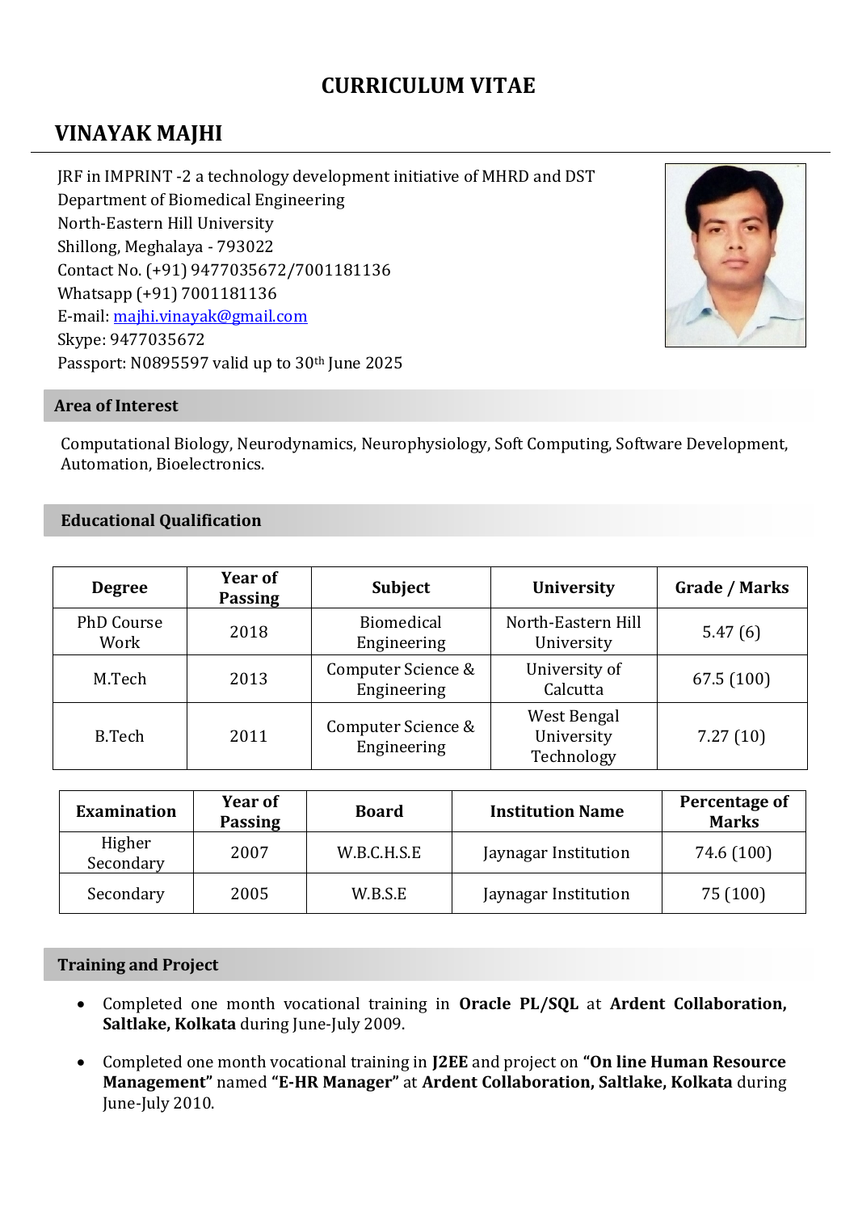# CURRICULUM VITAE

## VINAYAK MAJHI

JRF in IMPRINT -2 a technology development initiative of MHRD and DST
Department of Biomedical Engineering
North-Eastern Hill University
Shillong, Meghalaya - 793022
Contact No. (+91) 9477035672/7001181136
Whatsapp (+91) 7001181136
E-mail: majhi.vinayak@gmail.com
Skype: 9477035672
Passport: N0895597 valid up to 30th June 2025

### Area of Interest

Computational Biology, Neurodynamics, Neurophysiology, Soft Computing, Software Development, Automation, Bioelectronics.

### Educational Qualification

| Degree | Year of Passing | Subject | University | Grade / Marks |
|---|---|---|---|---|
| PhD Course Work | 2018 | Biomedical Engineering | North-Eastern Hill University | 5.47 (6) |
| M.Tech | 2013 | Computer Science & Engineering | University of Calcutta | 67.5 (100) |
| B.Tech | 2011 | Computer Science & Engineering | West Bengal University Technology | 7.27 (10) |

| Examination | Year of Passing | Board | Institution Name | Percentage of Marks |
|---|---|---|---|---|
| Higher Secondary | 2007 | W.B.C.H.S.E | Jaynagar Institution | 74.6 (100) |
| Secondary | 2005 | W.B.S.E | Jaynagar Institution | 75 (100) |

### Training and Project

- Completed one month vocational training in **Oracle PL/SQL** at **Ardent Collaboration, Saltlake, Kolkata** during June-July 2009.
- Completed one month vocational training in **J2EE** and project on **"On line Human Resource Management"** named **"E-HR Manager"** at **Ardent Collaboration, Saltlake, Kolkata** during June-July 2010.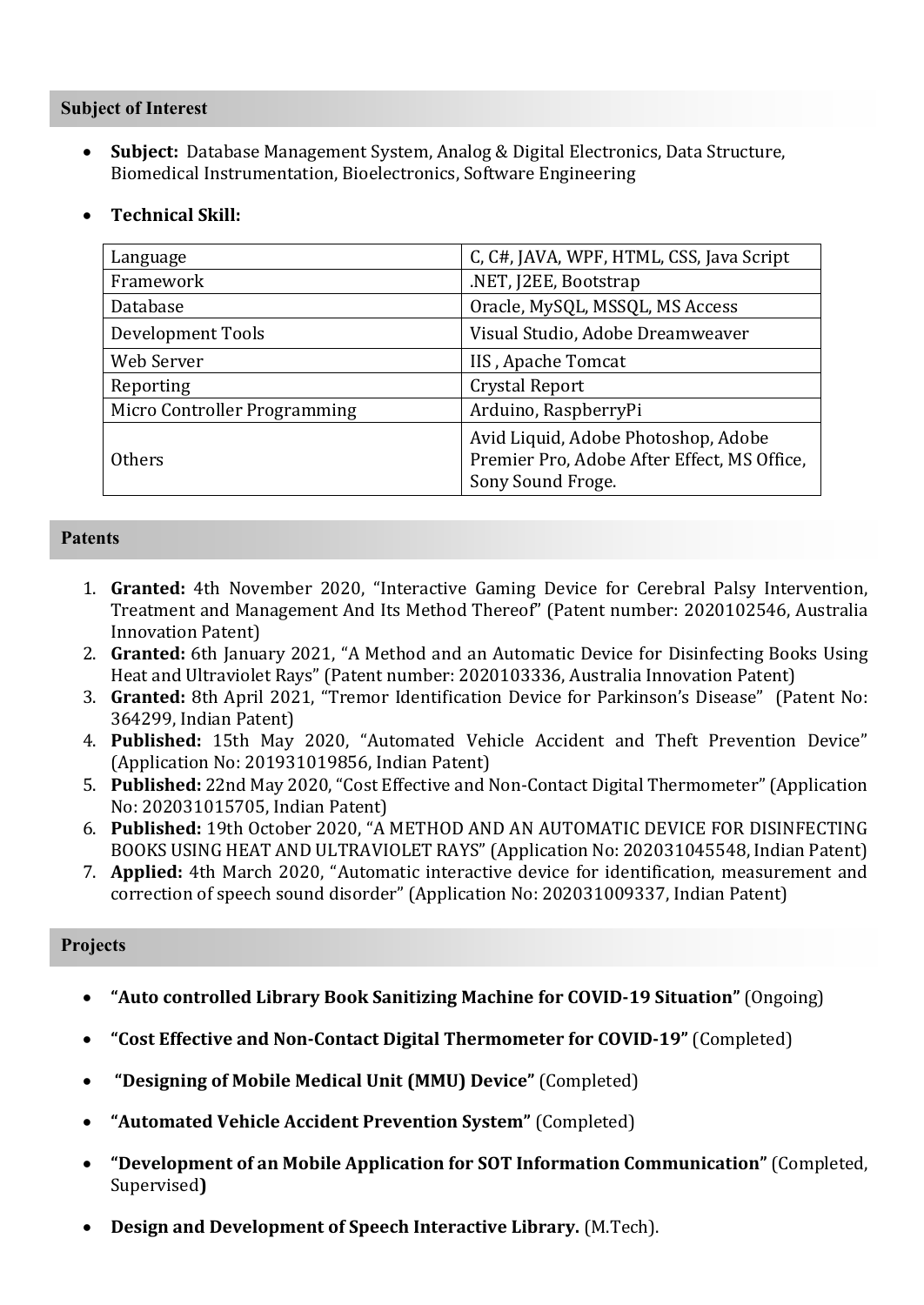## Subject of Interest

- **Subject:** Database Management System, Analog & Digital Electronics, Data Structure, Biomedical Instrumentation, Bioelectronics, Software Engineering

- **Technical Skill:**

| | |
|---|---|
| Language | C, C#, JAVA, WPF, HTML, CSS, Java Script |
| Framework | .NET, J2EE, Bootstrap |
| Database | Oracle, MySQL, MSSQL, MS Access |
| Development Tools | Visual Studio, Adobe Dreamweaver |
| Web Server | IIS , Apache Tomcat |
| Reporting | Crystal Report |
| Micro Controller Programming | Arduino, RaspberryPi |
| Others | Avid Liquid, Adobe Photoshop, Adobe Premier Pro, Adobe After Effect, MS Office, Sony Sound Froge. |

## Patents

1. **Granted:** 4th November 2020, "Interactive Gaming Device for Cerebral Palsy Intervention, Treatment and Management And Its Method Thereof" (Patent number: 2020102546, Australia Innovation Patent)
2. **Granted:** 6th January 2021, "A Method and an Automatic Device for Disinfecting Books Using Heat and Ultraviolet Rays" (Patent number: 2020103336, Australia Innovation Patent)
3. **Granted:** 8th April 2021, "Tremor Identification Device for Parkinson's Disease" (Patent No: 364299, Indian Patent)
4. **Published:** 15th May 2020, "Automated Vehicle Accident and Theft Prevention Device" (Application No: 201931019856, Indian Patent)
5. **Published:** 22nd May 2020, "Cost Effective and Non-Contact Digital Thermometer" (Application No: 202031015705, Indian Patent)
6. **Published:** 19th October 2020, "A METHOD AND AN AUTOMATIC DEVICE FOR DISINFECTING BOOKS USING HEAT AND ULTRAVIOLET RAYS" (Application No: 202031045548, Indian Patent)
7. **Applied:** 4th March 2020, "Automatic interactive device for identification, measurement and correction of speech sound disorder" (Application No: 202031009337, Indian Patent)

## Projects

- **"Auto controlled Library Book Sanitizing Machine for COVID-19 Situation"** (Ongoing)
- **"Cost Effective and Non-Contact Digital Thermometer for COVID-19"** (Completed)
- **"Designing of Mobile Medical Unit (MMU) Device"** (Completed)
- **"Automated Vehicle Accident Prevention System"** (Completed)
- **"Development of an Mobile Application for SOT Information Communication"** (Completed, Supervised**)**
- **Design and Development of Speech Interactive Library.** (M.Tech).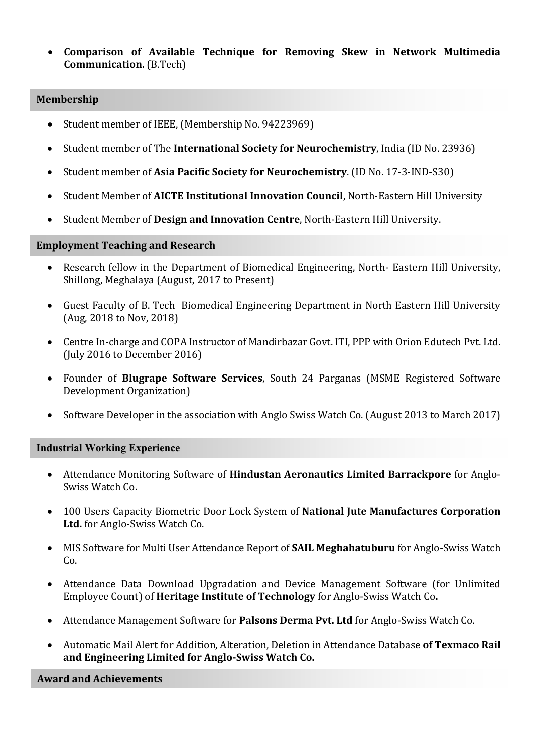- **Comparison of Available Technique for Removing Skew in Network Multimedia Communication.** (B.Tech)

## Membership

- Student member of IEEE, (Membership No. 94223969)
- Student member of The **International Society for Neurochemistry**, India (ID No. 23936)
- Student member of **Asia Pacific Society for Neurochemistry**. (ID No. 17-3-IND-S30)
- Student Member of **AICTE Institutional Innovation Council**, North-Eastern Hill University
- Student Member of **Design and Innovation Centre**, North-Eastern Hill University.

## Employment Teaching and Research

- Research fellow in the Department of Biomedical Engineering, North- Eastern Hill University, Shillong, Meghalaya (August, 2017 to Present)
- Guest Faculty of B. Tech Biomedical Engineering Department in North Eastern Hill University (Aug, 2018 to Nov, 2018)
- Centre In-charge and COPA Instructor of Mandirbazar Govt. ITI, PPP with Orion Edutech Pvt. Ltd. (July 2016 to December 2016)
- Founder of **Blugrape Software Services**, South 24 Parganas (MSME Registered Software Development Organization)
- Software Developer in the association with Anglo Swiss Watch Co. (August 2013 to March 2017)

## Industrial Working Experience

- Attendance Monitoring Software of **Hindustan Aeronautics Limited Barrackpore** for Anglo-Swiss Watch Co**.**
- 100 Users Capacity Biometric Door Lock System of **National Jute Manufactures Corporation Ltd.** for Anglo-Swiss Watch Co.
- MIS Software for Multi User Attendance Report of **SAIL Meghahatuburu** for Anglo-Swiss Watch Co.
- Attendance Data Download Upgradation and Device Management Software (for Unlimited Employee Count) of **Heritage Institute of Technology** for Anglo-Swiss Watch Co**.**
- Attendance Management Software for **Palsons Derma Pvt. Ltd** for Anglo-Swiss Watch Co.
- Automatic Mail Alert for Addition, Alteration, Deletion in Attendance Database **of Texmaco Rail and Engineering Limited for Anglo-Swiss Watch Co.**

## Award and Achievements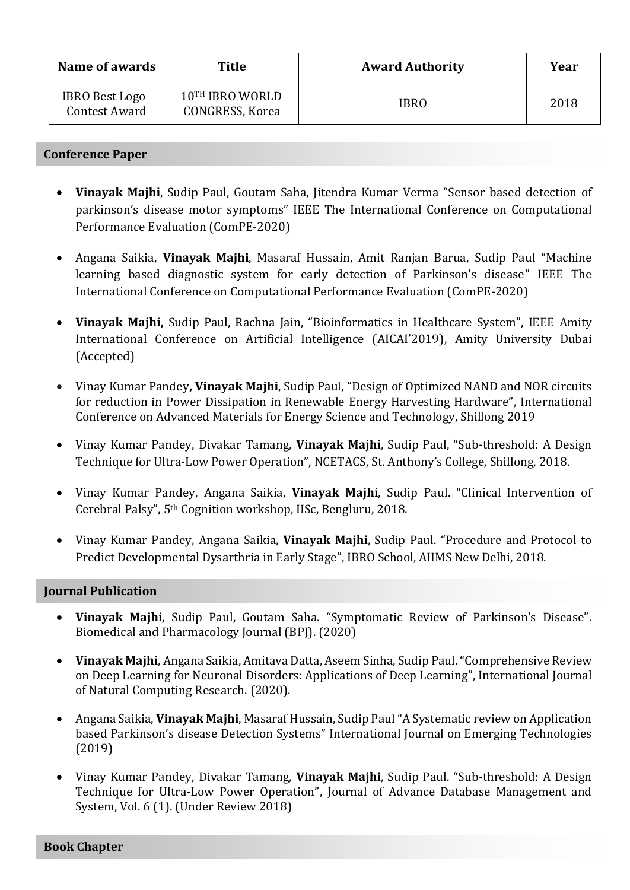| Name of awards | Title | Award Authority | Year |
|---|---|---|---|
| IBRO Best Logo Contest Award | 10$^{TH}$ IBRO WORLD CONGRESS, Korea | IBRO | 2018 |

## Conference Paper

- **Vinayak Majhi**, Sudip Paul, Goutam Saha, Jitendra Kumar Verma "Sensor based detection of parkinson's disease motor symptoms" IEEE The International Conference on Computational Performance Evaluation (ComPE-2020)
- Angana Saikia, **Vinayak Majhi**, Masaraf Hussain, Amit Ranjan Barua, Sudip Paul "Machine learning based diagnostic system for early detection of Parkinson's disease" IEEE The International Conference on Computational Performance Evaluation (ComPE-2020)
- **Vinayak Majhi,** Sudip Paul, Rachna Jain, "Bioinformatics in Healthcare System", IEEE Amity International Conference on Artificial Intelligence (AICAI'2019), Amity University Dubai (Accepted)
- Vinay Kumar Pandey**,** **Vinayak Majhi**, Sudip Paul, "Design of Optimized NAND and NOR circuits for reduction in Power Dissipation in Renewable Energy Harvesting Hardware", International Conference on Advanced Materials for Energy Science and Technology, Shillong 2019
- Vinay Kumar Pandey, Divakar Tamang, **Vinayak Majhi**, Sudip Paul, "Sub-threshold: A Design Technique for Ultra-Low Power Operation", NCETACS, St. Anthony's College, Shillong, 2018.
- Vinay Kumar Pandey, Angana Saikia, **Vinayak Majhi**, Sudip Paul. "Clinical Intervention of Cerebral Palsy", 5th Cognition workshop, IISc, Bengluru, 2018.
- Vinay Kumar Pandey, Angana Saikia, **Vinayak Majhi**, Sudip Paul. "Procedure and Protocol to Predict Developmental Dysarthria in Early Stage", IBRO School, AIIMS New Delhi, 2018.

## Journal Publication

- **Vinayak Majhi**, Sudip Paul, Goutam Saha. "Symptomatic Review of Parkinson's Disease". Biomedical and Pharmacology Journal (BPJ). (2020)
- **Vinayak Majhi**, Angana Saikia, Amitava Datta, Aseem Sinha, Sudip Paul. "Comprehensive Review on Deep Learning for Neuronal Disorders: Applications of Deep Learning", International Journal of Natural Computing Research. (2020).
- Angana Saikia, **Vinayak Majhi**, Masaraf Hussain, Sudip Paul "A Systematic review on Application based Parkinson's disease Detection Systems" International Journal on Emerging Technologies (2019)
- Vinay Kumar Pandey, Divakar Tamang, **Vinayak Majhi**, Sudip Paul. "Sub-threshold: A Design Technique for Ultra-Low Power Operation", Journal of Advance Database Management and System, Vol. 6 (1). (Under Review 2018)

## Book Chapter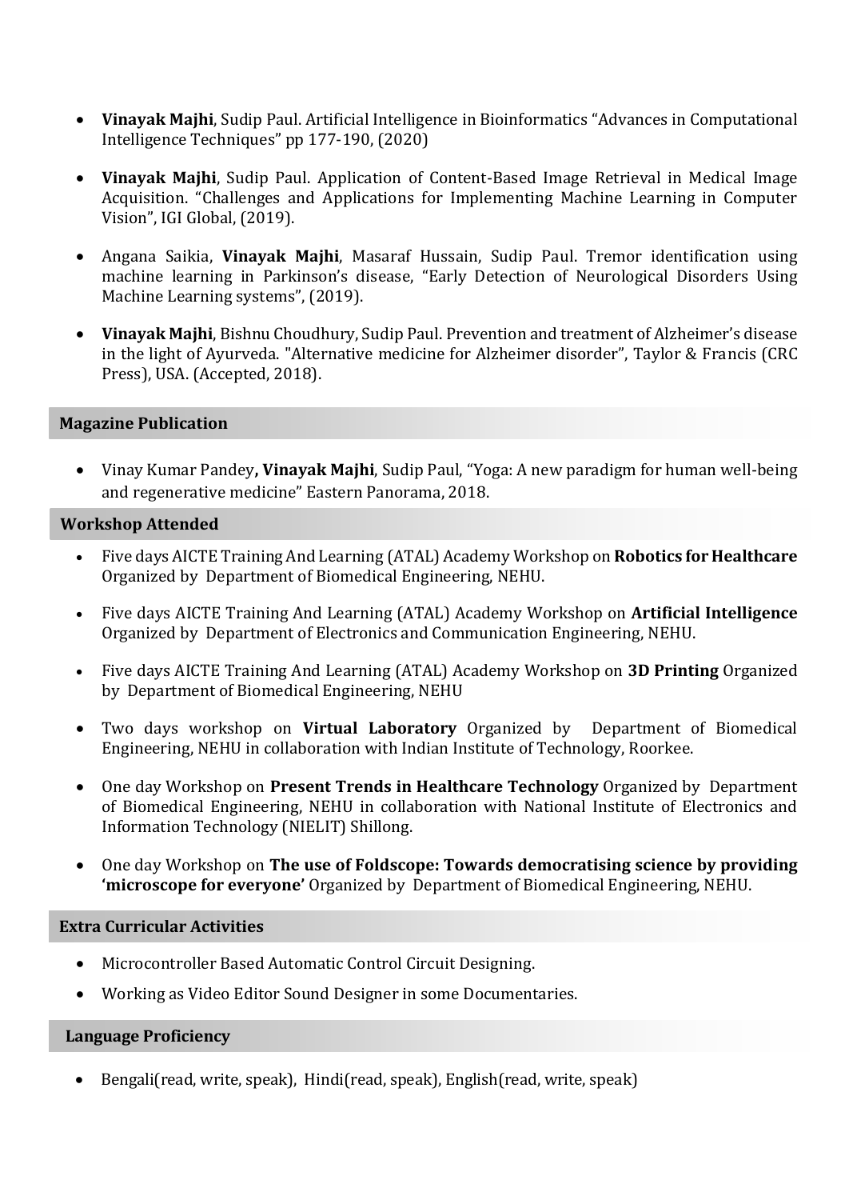- **Vinayak Majhi**, Sudip Paul. Artificial Intelligence in Bioinformatics "Advances in Computational Intelligence Techniques" pp 177-190, (2020)

- **Vinayak Majhi**, Sudip Paul. Application of Content-Based Image Retrieval in Medical Image Acquisition. "Challenges and Applications for Implementing Machine Learning in Computer Vision", IGI Global, (2019).

- Angana Saikia, **Vinayak Majhi**, Masaraf Hussain, Sudip Paul. Tremor identification using machine learning in Parkinson's disease, "Early Detection of Neurological Disorders Using Machine Learning systems", (2019).

- **Vinayak Majhi**, Bishnu Choudhury, Sudip Paul. Prevention and treatment of Alzheimer's disease in the light of Ayurveda. "Alternative medicine for Alzheimer disorder", Taylor & Francis (CRC Press), USA. (Accepted, 2018).

## Magazine Publication

- Vinay Kumar Pandey**, Vinayak Majhi**, Sudip Paul, "Yoga: A new paradigm for human well-being and regenerative medicine" Eastern Panorama, 2018.

## Workshop Attended

- Five days AICTE Training And Learning (ATAL) Academy Workshop on **Robotics for Healthcare** Organized by Department of Biomedical Engineering, NEHU.

- Five days AICTE Training And Learning (ATAL) Academy Workshop on **Artificial Intelligence** Organized by Department of Electronics and Communication Engineering, NEHU.

- Five days AICTE Training And Learning (ATAL) Academy Workshop on **3D Printing** Organized by Department of Biomedical Engineering, NEHU

- Two days workshop on **Virtual Laboratory** Organized by Department of Biomedical Engineering, NEHU in collaboration with Indian Institute of Technology, Roorkee.

- One day Workshop on **Present Trends in Healthcare Technology** Organized by Department of Biomedical Engineering, NEHU in collaboration with National Institute of Electronics and Information Technology (NIELIT) Shillong.

- One day Workshop on **The use of Foldscope: Towards democratising science by providing 'microscope for everyone'** Organized by Department of Biomedical Engineering, NEHU.

## Extra Curricular Activities

- Microcontroller Based Automatic Control Circuit Designing.
- Working as Video Editor Sound Designer in some Documentaries.

## Language Proficiency

- Bengali(read, write, speak), Hindi(read, speak), English(read, write, speak)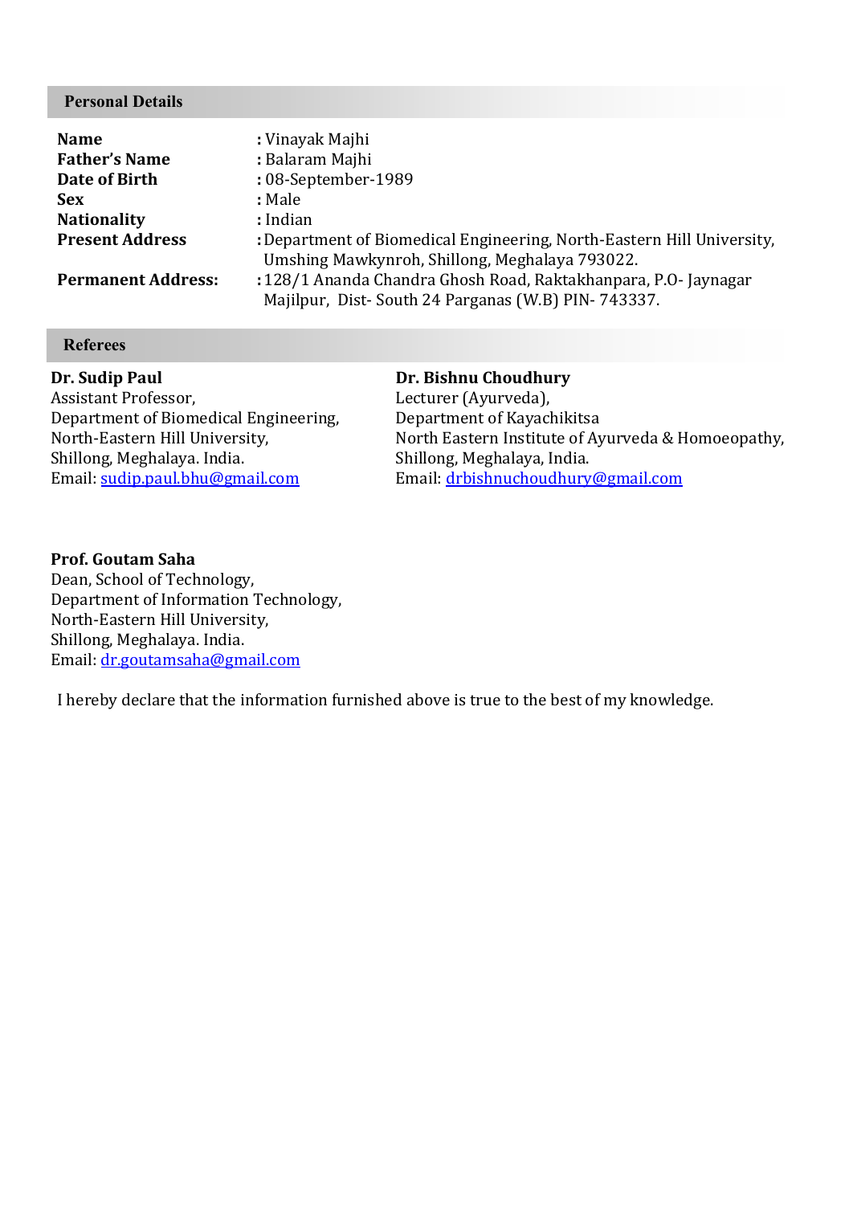## Personal Details

| | |
|---|---|
| **Name** | : Vinayak Majhi |
| **Father's Name** | : Balaram Majhi |
| **Date of Birth** | : 08-September-1989 |
| **Sex** | : Male |
| **Nationality** | : Indian |
| **Present Address** | : Department of Biomedical Engineering, North-Eastern Hill University, Umshing Mawkynroh, Shillong, Meghalaya 793022. |
| **Permanent Address:** | : 128/1 Ananda Chandra Ghosh Road, Raktakhanpara, P.O- Jaynagar Majilpur, Dist- South 24 Parganas (W.B) PIN- 743337. |

## Referees

**Dr. Sudip Paul**
Assistant Professor,
Department of Biomedical Engineering,
North-Eastern Hill University,
Shillong, Meghalaya. India.
Email: sudip.paul.bhu@gmail.com

**Dr. Bishnu Choudhury**
Lecturer (Ayurveda),
Department of Kayachikitsa
North Eastern Institute of Ayurveda & Homoeopathy,
Shillong, Meghalaya, India.
Email: drbishnuchoudhury@gmail.com

**Prof. Goutam Saha**
Dean, School of Technology,
Department of Information Technology,
North-Eastern Hill University,
Shillong, Meghalaya. India.
Email: dr.goutamsaha@gmail.com

I hereby declare that the information furnished above is true to the best of my knowledge.